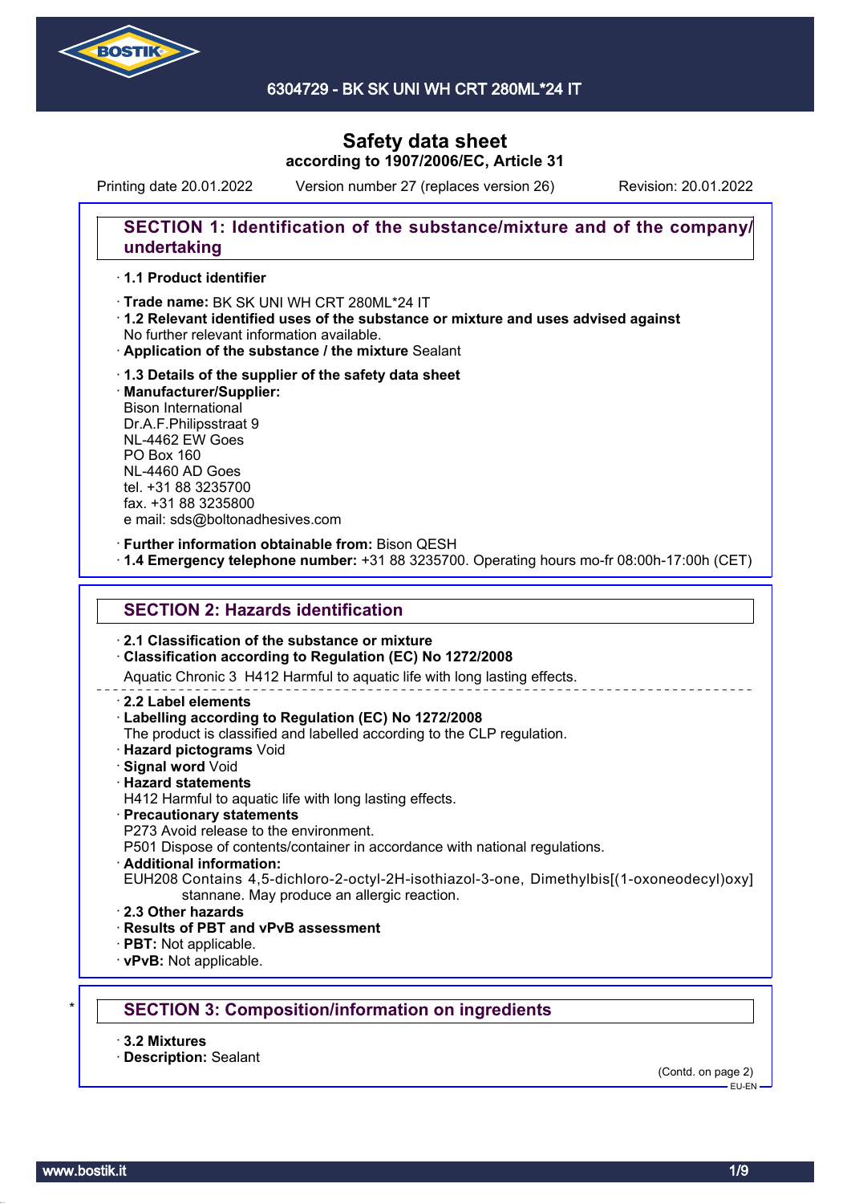# Safety data sheet

**according to 1907/2006/EC, Article 31**

Printing date 20.01.2022 Version number 27 (replaces version 26) Revision: 20.01.2022

## SECTION 1: Identification of the substance/mixture and of the company/undertaking

· **1.1 Product identifier**

· **Trade name:** BK SK UNI WH CRT 280ML*24 IT

· **1.2 Relevant identified uses of the substance or mixture and uses advised against**
No further relevant information available.

· **Application of the substance / the mixture** Sealant

· **1.3 Details of the supplier of the safety data sheet**

· **Manufacturer/Supplier:**
Bison International
Dr.A.F.Philipsstraat 9
NL-4462 EW Goes
PO Box 160
NL-4460 AD Goes
tel. +31 88 3235700
fax. +31 88 3235800
e mail: sds@boltonadhesives.com

· **Further information obtainable from:** Bison QESH

· **1.4 Emergency telephone number:** +31 88 3235700. Operating hours mo-fr 08:00h-17:00h (CET)

## SECTION 2: Hazards identification

· **2.1 Classification of the substance or mixture**

· **Classification according to Regulation (EC) No 1272/2008**

Aquatic Chronic 3 H412 Harmful to aquatic life with long lasting effects.

· **2.2 Label elements**

· **Labelling according to Regulation (EC) No 1272/2008**
The product is classified and labelled according to the CLP regulation.

· **Hazard pictograms** Void

· **Signal word** Void

· **Hazard statements**
H412 Harmful to aquatic life with long lasting effects.

· **Precautionary statements**
P273 Avoid release to the environment.
P501 Dispose of contents/container in accordance with national regulations.

· **Additional information:**
EUH208 Contains 4,5-dichloro-2-octyl-2H-isothiazol-3-one, Dimethylbis[(1-oxoneodecyl)oxy] stannane. May produce an allergic reaction.

· **2.3 Other hazards**

· **Results of PBT and vPvB assessment**

· **PBT:** Not applicable.

· **vPvB:** Not applicable.

## * SECTION 3: Composition/information on ingredients

· **3.2 Mixtures**

· **Description:** Sealant

(Contd. on page 2)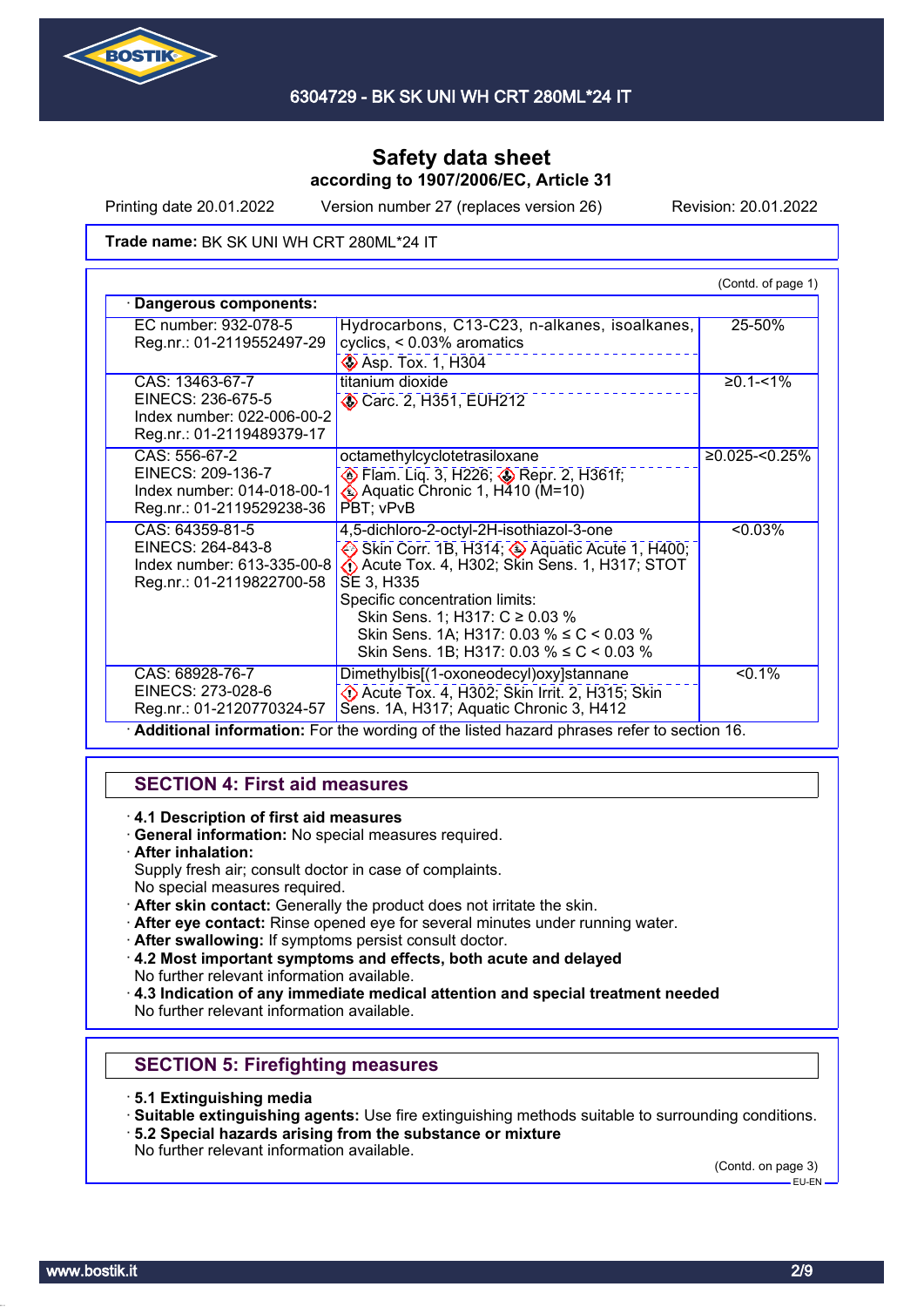# Safety data sheet
according to 1907/2006/EC, Article 31

Printing date 20.01.2022 Version number 27 (replaces version 26) Revision: 20.01.2022

**Trade name:** BK SK UNI WH CRT 280ML*24 IT

(Contd. of page 1)

· **Dangerous components:**

| | | |
|---|---|---|
| EC number: 932-078-5<br>Reg.nr.: 01-2119552497-29 | Hydrocarbons, C13-C23, n-alkanes, isoalkanes, cyclics, < 0.03% aromatics<br>Asp. Tox. 1, H304 | 25-50% |
| CAS: 13463-67-7<br>EINECS: 236-675-5<br>Index number: 022-006-00-2<br>Reg.nr.: 01-2119489379-17 | titanium dioxide<br>Carc. 2, H351, EUH212 | ≥0.1-<1% |
| CAS: 556-67-2<br>EINECS: 209-136-7<br>Index number: 014-018-00-1<br>Reg.nr.: 01-2119529238-36 | octamethylcyclotetrasiloxane<br>Flam. Liq. 3, H226; Repr. 2, H361f; Aquatic Chronic 1, H410 (M=10)<br>PBT; vPvB | ≥0.025-<0.25% |
| CAS: 64359-81-5<br>EINECS: 264-843-8<br>Index number: 613-335-00-8<br>Reg.nr.: 01-2119822700-58 | 4,5-dichloro-2-octyl-2H-isothiazol-3-one<br>Skin Corr. 1B, H314; Aquatic Acute 1, H400; Acute Tox. 4, H302; Skin Sens. 1, H317; STOT SE 3, H335<br>Specific concentration limits:<br>Skin Sens. 1; H317: C ≥ 0.03 %<br>Skin Sens. 1A; H317: 0.03 % ≤ C < 0.03 %<br>Skin Sens. 1B; H317: 0.03 % ≤ C < 0.03 % | <0.03% |
| CAS: 68928-76-7<br>EINECS: 273-028-6<br>Reg.nr.: 01-2120770324-57 | Dimethylbis[(1-oxoneodecyl)oxy]stannane<br>Acute Tox. 4, H302; Skin Irrit. 2, H315; Skin Sens. 1A, H317; Aquatic Chronic 3, H412 | <0.1% |

· **Additional information:** For the wording of the listed hazard phrases refer to section 16.

## SECTION 4: First aid measures

· **4.1 Description of first aid measures**
· **General information:** No special measures required.
· **After inhalation:**
Supply fresh air; consult doctor in case of complaints.
No special measures required.
· **After skin contact:** Generally the product does not irritate the skin.
· **After eye contact:** Rinse opened eye for several minutes under running water.
· **After swallowing:** If symptoms persist consult doctor.
· **4.2 Most important symptoms and effects, both acute and delayed**
No further relevant information available.
· **4.3 Indication of any immediate medical attention and special treatment needed**
No further relevant information available.

## SECTION 5: Firefighting measures

· **5.1 Extinguishing media**
· **Suitable extinguishing agents:** Use fire extinguishing methods suitable to surrounding conditions.
· **5.2 Special hazards arising from the substance or mixture**
No further relevant information available.

(Contd. on page 3)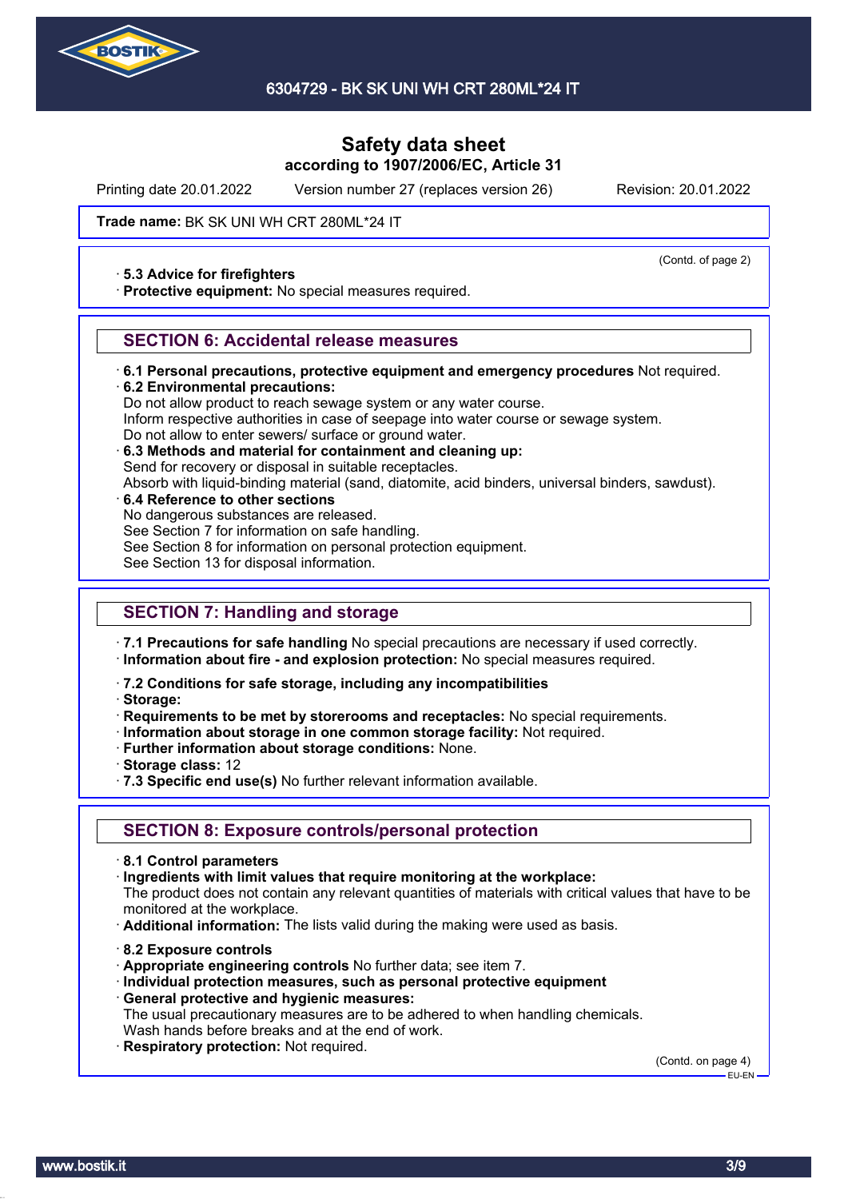# Safety data sheet

**according to 1907/2006/EC, Article 31**

Printing date 20.01.2022 Version number 27 (replaces version 26) Revision: 20.01.2022

**Trade name:** BK SK UNI WH CRT 280ML*24 IT

(Contd. of page 2)

· **5.3 Advice for firefighters**
· **Protective equipment:** No special measures required.

## SECTION 6: Accidental release measures

· **6.1 Personal precautions, protective equipment and emergency procedures** Not required.
· **6.2 Environmental precautions:**
Do not allow product to reach sewage system or any water course.
Inform respective authorities in case of seepage into water course or sewage system.
Do not allow to enter sewers/ surface or ground water.
· **6.3 Methods and material for containment and cleaning up:**
Send for recovery or disposal in suitable receptacles.
Absorb with liquid-binding material (sand, diatomite, acid binders, universal binders, sawdust).
· **6.4 Reference to other sections**
No dangerous substances are released.
See Section 7 for information on safe handling.
See Section 8 for information on personal protection equipment.
See Section 13 for disposal information.

## SECTION 7: Handling and storage

· **7.1 Precautions for safe handling** No special precautions are necessary if used correctly.
· **Information about fire - and explosion protection:** No special measures required.

· **7.2 Conditions for safe storage, including any incompatibilities**
· **Storage:**
· **Requirements to be met by storerooms and receptacles:** No special requirements.
· **Information about storage in one common storage facility:** Not required.
· **Further information about storage conditions:** None.
· **Storage class:** 12
· **7.3 Specific end use(s)** No further relevant information available.

## SECTION 8: Exposure controls/personal protection

· **8.1 Control parameters**
· **Ingredients with limit values that require monitoring at the workplace:**
The product does not contain any relevant quantities of materials with critical values that have to be monitored at the workplace.
· **Additional information:** The lists valid during the making were used as basis.

· **8.2 Exposure controls**
· **Appropriate engineering controls** No further data; see item 7.
· **Individual protection measures, such as personal protective equipment**
· **General protective and hygienic measures:**
The usual precautionary measures are to be adhered to when handling chemicals.
Wash hands before breaks and at the end of work.
· **Respiratory protection:** Not required.

(Contd. on page 4)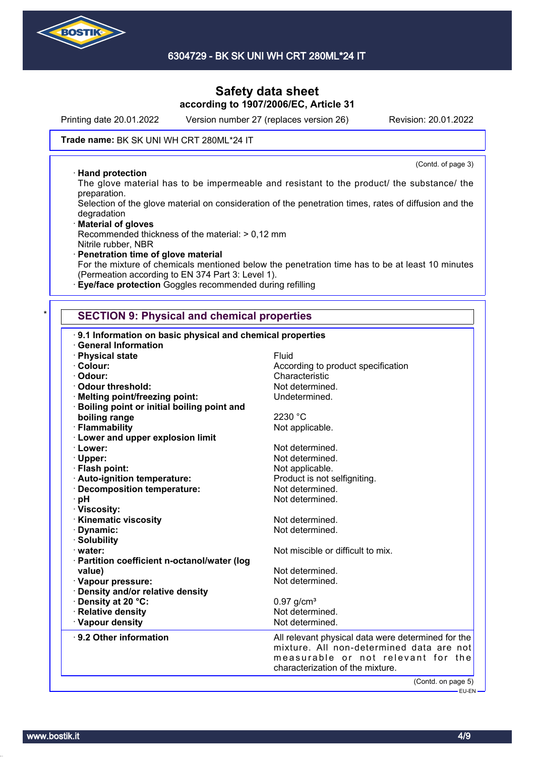# Safety data sheet
**according to 1907/2006/EC, Article 31**

Printing date 20.01.2022 Version number 27 (replaces version 26) Revision: 20.01.2022

**Trade name:** BK SK UNI WH CRT 280ML*24 IT

(Contd. of page 3)

· **Hand protection**
The glove material has to be impermeable and resistant to the product/ the substance/ the preparation.
Selection of the glove material on consideration of the penetration times, rates of diffusion and the degradation

· **Material of gloves**
Recommended thickness of the material: > 0,12 mm
Nitrile rubber, NBR

· **Penetration time of glove material**
For the mixture of chemicals mentioned below the penetration time has to be at least 10 minutes (Permeation according to EN 374 Part 3: Level 1).

· **Eye/face protection** Goggles recommended during refilling

## SECTION 9: Physical and chemical properties

· **9.1 Information on basic physical and chemical properties**

| | |
|---|---|
| · **General Information** | |
| · **Physical state** | Fluid |
| · **Colour:** | According to product specification |
| · **Odour:** | Characteristic |
| · **Odour threshold:** | Not determined. |
| · **Melting point/freezing point:** | Undetermined. |
| · **Boiling point or initial boiling point and boiling range** | 2230 °C |
| · **Flammability** | Not applicable. |
| · **Lower and upper explosion limit** | |
| · **Lower:** | Not determined. |
| · **Upper:** | Not determined. |
| · **Flash point:** | Not applicable. |
| · **Auto-ignition temperature:** | Product is not selfigniting. |
| · **Decomposition temperature:** | Not determined. |
| · **pH** | Not determined. |
| · **Viscosity:** | |
| · **Kinematic viscosity** | Not determined. |
| · **Dynamic:** | Not determined. |
| · **Solubility** | |
| · **water:** | Not miscible or difficult to mix. |
| · **Partition coefficient n-octanol/water (log value)** | Not determined. |
| · **Vapour pressure:** | Not determined. |
| · **Density and/or relative density** | |
| · **Density at 20 °C:** | 0.97 g/cm³ |
| · **Relative density** | Not determined. |
| · **Vapour density** | Not determined. |
| · **9.2 Other information** | All relevant physical data were determined for the mixture. All non-determined data are not measurable or not relevant for the characterization of the mixture. |

(Contd. on page 5)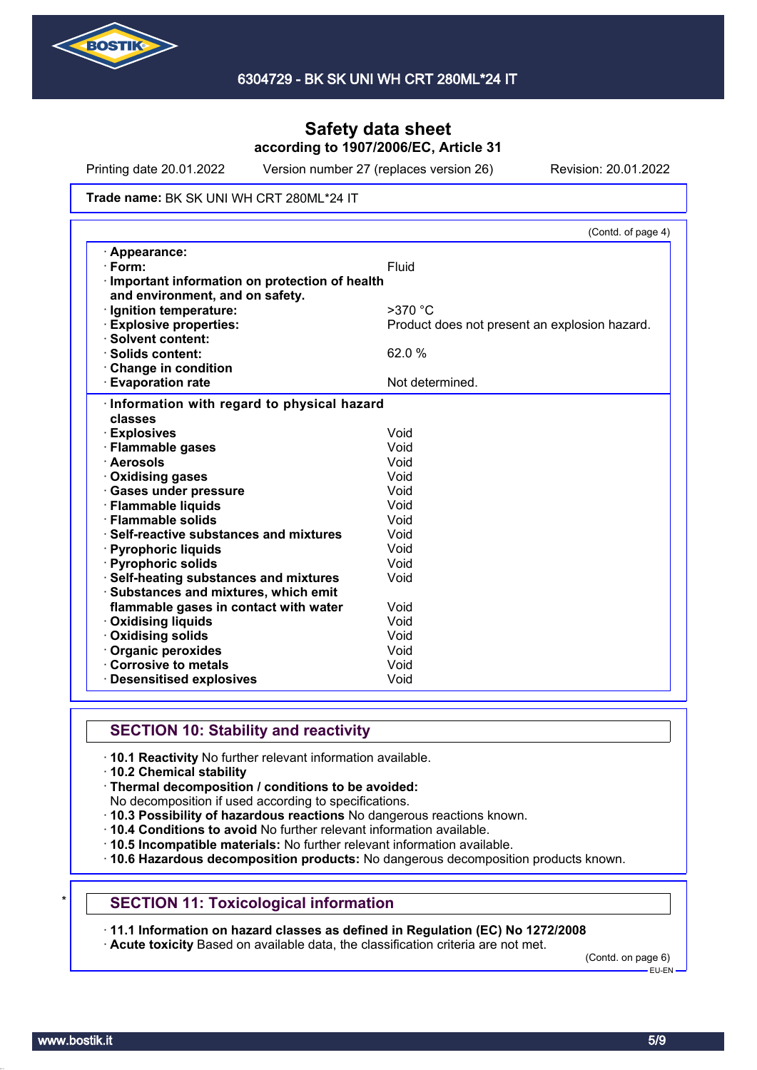(Contd. of page 4)

| | |
|---|---|
| · **Appearance:** | |
| · **Form:** | Fluid |
| · **Important information on protection of health and environment, and on safety.** | |
| · **Ignition temperature:** | >370 °C |
| · **Explosive properties:** | Product does not present an explosion hazard. |
| · **Solvent content:** | |
| · **Solids content:** | 62.0 % |
| · **Change in condition** | |
| · **Evaporation rate** | Not determined. |

| | |
|---|---|
| · **Information with regard to physical hazard classes** | |
| · **Explosives** | Void |
| · **Flammable gases** | Void |
| · **Aerosols** | Void |
| · **Oxidising gases** | Void |
| · **Gases under pressure** | Void |
| · **Flammable liquids** | Void |
| · **Flammable solids** | Void |
| · **Self-reactive substances and mixtures** | Void |
| · **Pyrophoric liquids** | Void |
| · **Pyrophoric solids** | Void |
| · **Self-heating substances and mixtures** | Void |
| · **Substances and mixtures, which emit flammable gases in contact with water** | Void |
| · **Oxidising liquids** | Void |
| · **Oxidising solids** | Void |
| · **Organic peroxides** | Void |
| · **Corrosive to metals** | Void |
| · **Desensitised explosives** | Void |

## SECTION 10: Stability and reactivity

· **10.1 Reactivity** No further relevant information available.
· **10.2 Chemical stability**
· **Thermal decomposition / conditions to be avoided:**
No decomposition if used according to specifications.
· **10.3 Possibility of hazardous reactions** No dangerous reactions known.
· **10.4 Conditions to avoid** No further relevant information available.
· **10.5 Incompatible materials:** No further relevant information available.
· **10.6 Hazardous decomposition products:** No dangerous decomposition products known.

\*

## SECTION 11: Toxicological information

· **11.1 Information on hazard classes as defined in Regulation (EC) No 1272/2008**
· **Acute toxicity** Based on available data, the classification criteria are not met.

(Contd. on page 6)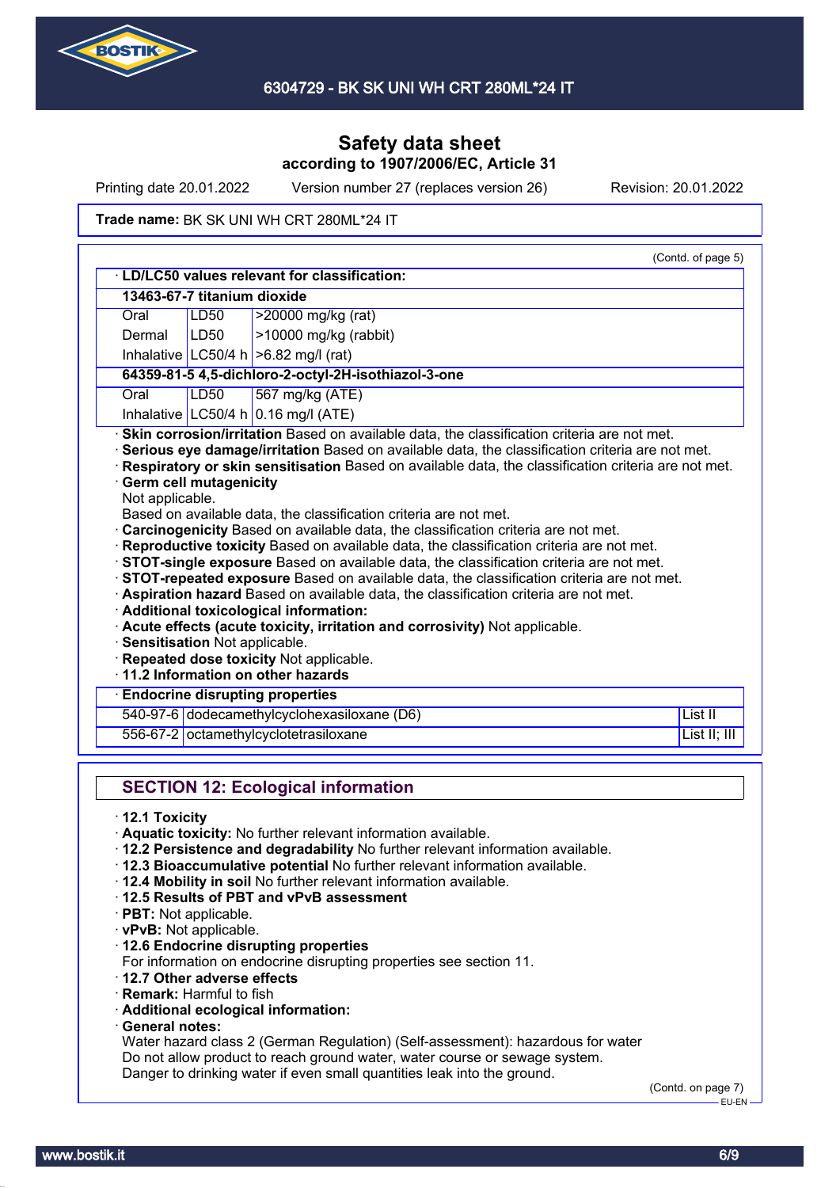# Safety data sheet
**according to 1907/2006/EC, Article 31**

Printing date 20.01.2022 Version number 27 (replaces version 26) Revision: 20.01.2022

**Trade name:** BK SK UNI WH CRT 280ML*24 IT

(Contd. of page 5)

· **LD/LC50 values relevant for classification:**

| | | |
|---|---|---|
| **13463-67-7 titanium dioxide** | | |
| Oral | LD50 | >20000 mg/kg (rat) |
| Dermal | LD50 | >10000 mg/kg (rabbit) |
| Inhalative | LC50/4 h | >6.82 mg/l (rat) |
| **64359-81-5 4,5-dichloro-2-octyl-2H-isothiazol-3-one** | | |
| Oral | LD50 | 567 mg/kg (ATE) |
| Inhalative | LC50/4 h | 0.16 mg/l (ATE) |

· **Skin corrosion/irritation** Based on available data, the classification criteria are not met.
· **Serious eye damage/irritation** Based on available data, the classification criteria are not met.
· **Respiratory or skin sensitisation** Based on available data, the classification criteria are not met.
· **Germ cell mutagenicity**
Not applicable.
Based on available data, the classification criteria are not met.
· **Carcinogenicity** Based on available data, the classification criteria are not met.
· **Reproductive toxicity** Based on available data, the classification criteria are not met.
· **STOT-single exposure** Based on available data, the classification criteria are not met.
· **STOT-repeated exposure** Based on available data, the classification criteria are not met.
· **Aspiration hazard** Based on available data, the classification criteria are not met.
· **Additional toxicological information:**
· **Acute effects (acute toxicity, irritation and corrosivity)** Not applicable.
· **Sensitisation** Not applicable.
· **Repeated dose toxicity** Not applicable.
· **11.2 Information on other hazards**

| · **Endocrine disrupting properties** | | |
|---|---|---|
| 540-97-6 | dodecamethylcyclohexasiloxane (D6) | List II |
| 556-67-2 | octamethylcyclotetrasiloxane | List II; III |

## SECTION 12: Ecological information

· **12.1 Toxicity**
· **Aquatic toxicity:** No further relevant information available.
· **12.2 Persistence and degradability** No further relevant information available.
· **12.3 Bioaccumulative potential** No further relevant information available.
· **12.4 Mobility in soil** No further relevant information available.
· **12.5 Results of PBT and vPvB assessment**
· **PBT:** Not applicable.
· **vPvB:** Not applicable.
· **12.6 Endocrine disrupting properties**
For information on endocrine disrupting properties see section 11.
· **12.7 Other adverse effects**
· **Remark:** Harmful to fish
· **Additional ecological information:**
· **General notes:**
Water hazard class 2 (German Regulation) (Self-assessment): hazardous for water
Do not allow product to reach ground water, water course or sewage system.
Danger to drinking water if even small quantities leak into the ground.

(Contd. on page 7)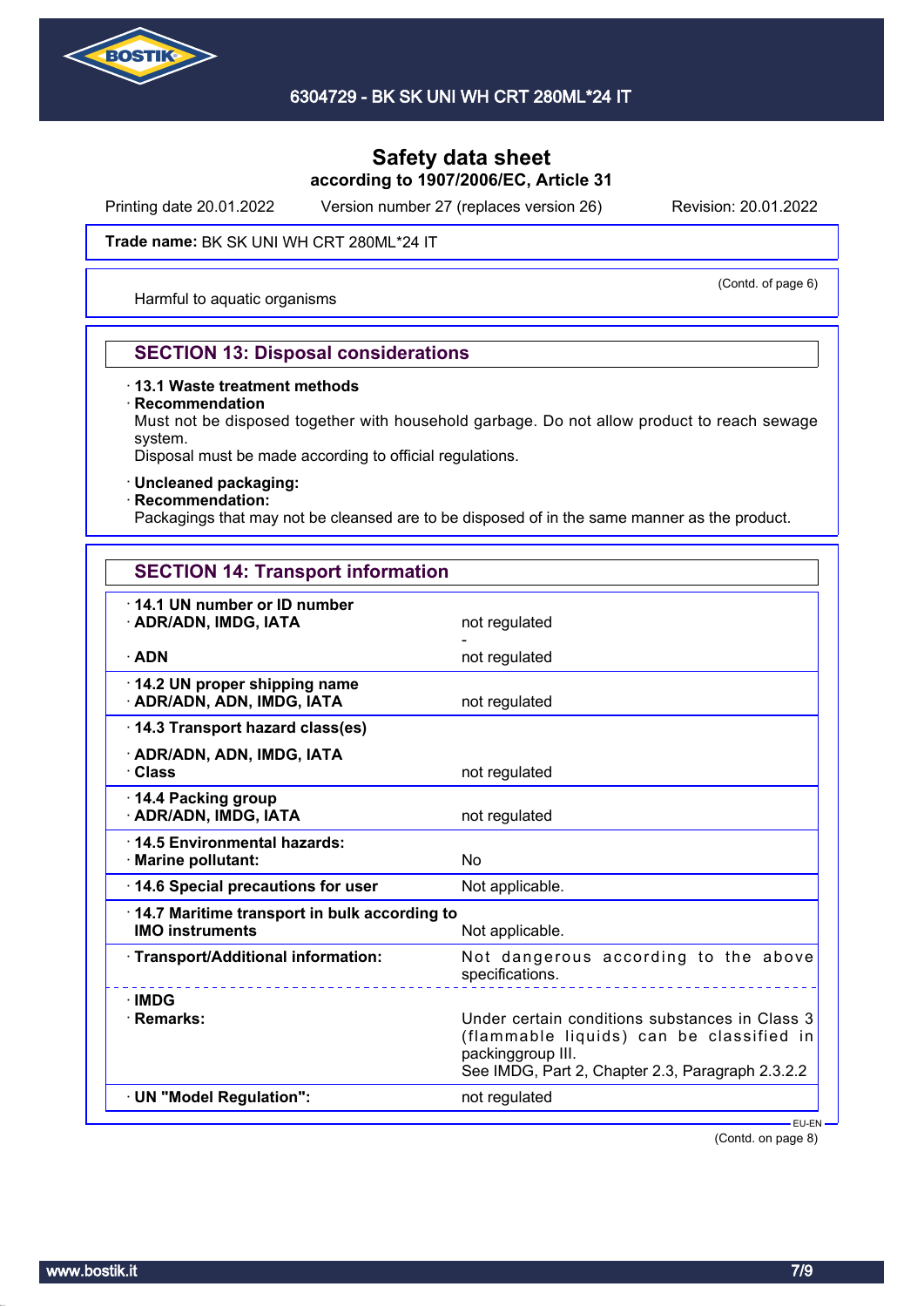# Safety data sheet
**according to 1907/2006/EC, Article 31**

Printing date 20.01.2022 Version number 27 (replaces version 26) Revision: 20.01.2022

**Trade name:** BK SK UNI WH CRT 280ML*24 IT

(Contd. of page 6)

Harmful to aquatic organisms

## SECTION 13: Disposal considerations

· **13.1 Waste treatment methods**
· **Recommendation**
Must not be disposed together with household garbage. Do not allow product to reach sewage system.
Disposal must be made according to official regulations.

· **Uncleaned packaging:**
· **Recommendation:**
Packagings that may not be cleansed are to be disposed of in the same manner as the product.

## SECTION 14: Transport information

| | |
|---|---|
| · **14.1 UN number or ID number** | |
| · **ADR/ADN, IMDG, IATA** | not regulated<br>- |
| · **ADN** | not regulated |
| · **14.2 UN proper shipping name** | |
| · **ADR/ADN, ADN, IMDG, IATA** | not regulated |
| · **14.3 Transport hazard class(es)** | |
| · **ADR/ADN, ADN, IMDG, IATA**<br>· **Class** | not regulated |
| · **14.4 Packing group** | |
| · **ADR/ADN, IMDG, IATA** | not regulated |
| · **14.5 Environmental hazards:** | |
| · **Marine pollutant:** | No |
| · **14.6 Special precautions for user** | Not applicable. |
| · **14.7 Maritime transport in bulk according to IMO instruments** | Not applicable. |
| · **Transport/Additional information:** | Not dangerous according to the above specifications. |
| · **IMDG** | |
| · **Remarks:** | Under certain conditions substances in Class 3 (flammable liquids) can be classified in packinggroup III.<br>See IMDG, Part 2, Chapter 2.3, Paragraph 2.3.2.2 |
| · **UN "Model Regulation":** | not regulated |

EU-EN

(Contd. on page 8)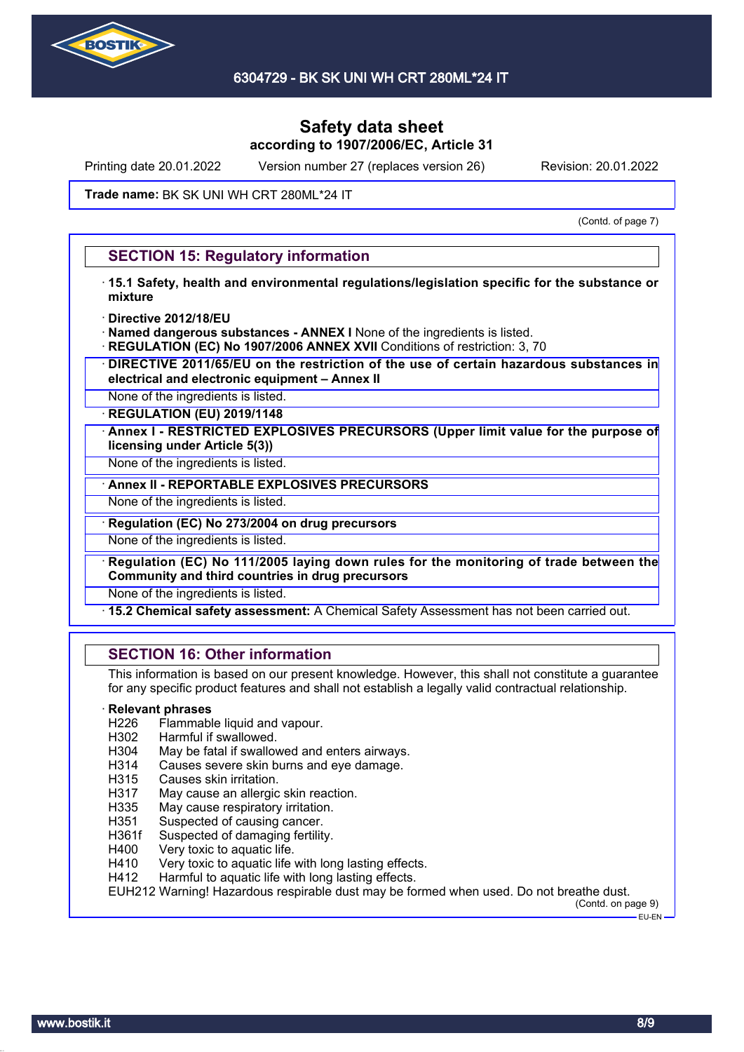**Safety data sheet**
**according to 1907/2006/EC, Article 31**

Printing date 20.01.2022 Version number 27 (replaces version 26) Revision: 20.01.2022

**Trade name:** BK SK UNI WH CRT 280ML*24 IT

(Contd. of page 7)

## SECTION 15: Regulatory information

· **15.1 Safety, health and environmental regulations/legislation specific for the substance or mixture**

· **Directive 2012/18/EU**
· **Named dangerous substances - ANNEX I** None of the ingredients is listed.
· **REGULATION (EC) No 1907/2006 ANNEX XVII** Conditions of restriction: 3, 70
· **DIRECTIVE 2011/65/EU on the restriction of the use of certain hazardous substances in electrical and electronic equipment – Annex II**
None of the ingredients is listed.
· **REGULATION (EU) 2019/1148**
· **Annex I - RESTRICTED EXPLOSIVES PRECURSORS (Upper limit value for the purpose of licensing under Article 5(3))**
None of the ingredients is listed.
· **Annex II - REPORTABLE EXPLOSIVES PRECURSORS**
None of the ingredients is listed.
· **Regulation (EC) No 273/2004 on drug precursors**
None of the ingredients is listed.
· **Regulation (EC) No 111/2005 laying down rules for the monitoring of trade between the Community and third countries in drug precursors**
None of the ingredients is listed.
· **15.2 Chemical safety assessment:** A Chemical Safety Assessment has not been carried out.

## SECTION 16: Other information

This information is based on our present knowledge. However, this shall not constitute a guarantee for any specific product features and shall not establish a legally valid contractual relationship.

· **Relevant phrases**
H226 Flammable liquid and vapour.
H302 Harmful if swallowed.
H304 May be fatal if swallowed and enters airways.
H314 Causes severe skin burns and eye damage.
H315 Causes skin irritation.
H317 May cause an allergic skin reaction.
H335 May cause respiratory irritation.
H351 Suspected of causing cancer.
H361f Suspected of damaging fertility.
H400 Very toxic to aquatic life.
H410 Very toxic to aquatic life with long lasting effects.
H412 Harmful to aquatic life with long lasting effects.
EUH212 Warning! Hazardous respirable dust may be formed when used. Do not breathe dust.

(Contd. on page 9)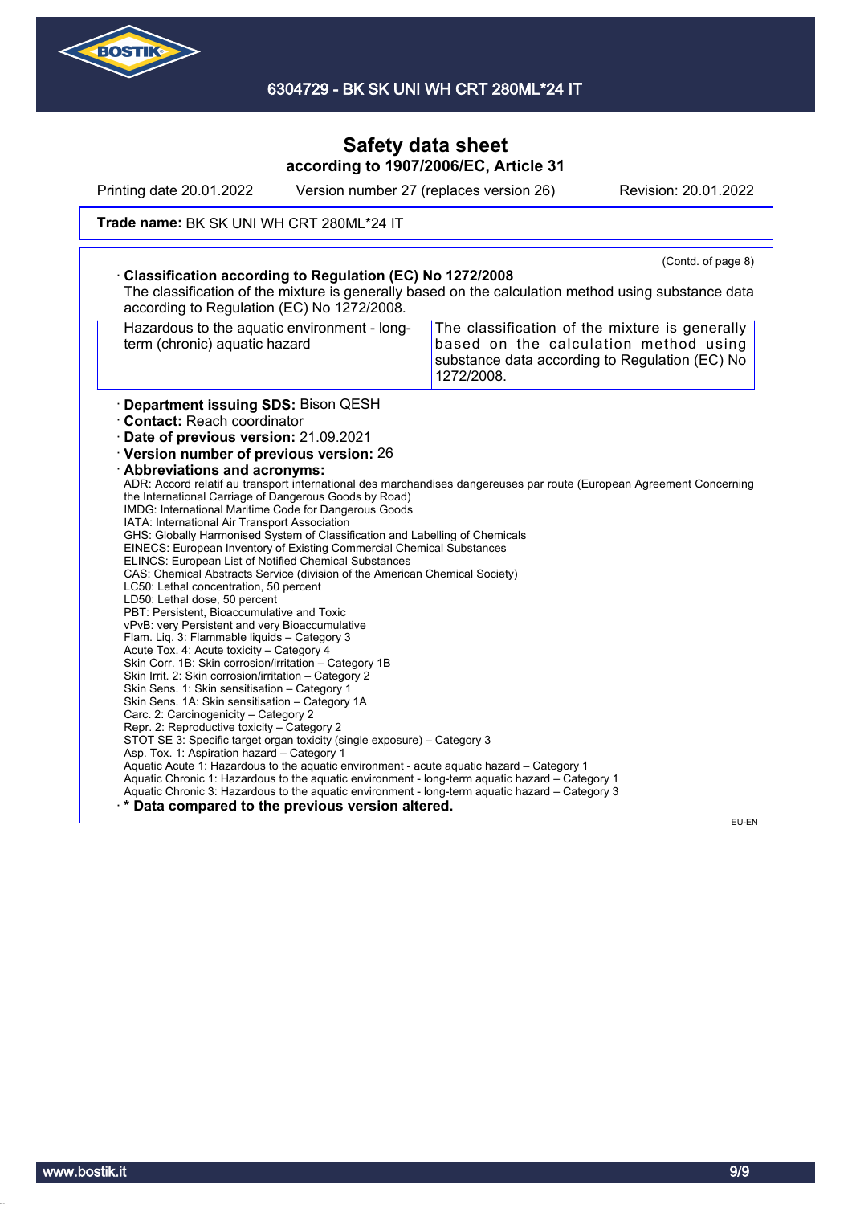# Safety data sheet

**according to 1907/2006/EC, Article 31**

Printing date 20.01.2022 Version number 27 (replaces version 26) Revision: 20.01.2022

**Trade name:** BK SK UNI WH CRT 280ML*24 IT

(Contd. of page 8)

· **Classification according to Regulation (EC) No 1272/2008**
The classification of the mixture is generally based on the calculation method using substance data according to Regulation (EC) No 1272/2008.

| | |
|---|---|
| Hazardous to the aquatic environment - long-term (chronic) aquatic hazard | The classification of the mixture is generally based on the calculation method using substance data according to Regulation (EC) No 1272/2008. |

· **Department issuing SDS:** Bison QESH
· **Contact:** Reach coordinator
· **Date of previous version:** 21.09.2021
· **Version number of previous version:** 26
· **Abbreviations and acronyms:**
ADR: Accord relatif au transport international des marchandises dangereuses par route (European Agreement Concerning the International Carriage of Dangerous Goods by Road)
IMDG: International Maritime Code for Dangerous Goods
IATA: International Air Transport Association
GHS: Globally Harmonised System of Classification and Labelling of Chemicals
EINECS: European Inventory of Existing Commercial Chemical Substances
ELINCS: European List of Notified Chemical Substances
CAS: Chemical Abstracts Service (division of the American Chemical Society)
LC50: Lethal concentration, 50 percent
LD50: Lethal dose, 50 percent
PBT: Persistent, Bioaccumulative and Toxic
vPvB: very Persistent and very Bioaccumulative
Flam. Liq. 3: Flammable liquids – Category 3
Acute Tox. 4: Acute toxicity – Category 4
Skin Corr. 1B: Skin corrosion/irritation – Category 1B
Skin Irrit. 2: Skin corrosion/irritation – Category 2
Skin Sens. 1: Skin sensitisation – Category 1
Skin Sens. 1A: Skin sensitisation – Category 1A
Carc. 2: Carcinogenicity – Category 2
Repr. 2: Reproductive toxicity – Category 2
STOT SE 3: Specific target organ toxicity (single exposure) – Category 3
Asp. Tox. 1: Aspiration hazard – Category 1
Aquatic Acute 1: Hazardous to the aquatic environment - acute aquatic hazard – Category 1
Aquatic Chronic 1: Hazardous to the aquatic environment - long-term aquatic hazard – Category 1
Aquatic Chronic 3: Hazardous to the aquatic environment - long-term aquatic hazard – Category 3

· **\* Data compared to the previous version altered.**

EU-EN